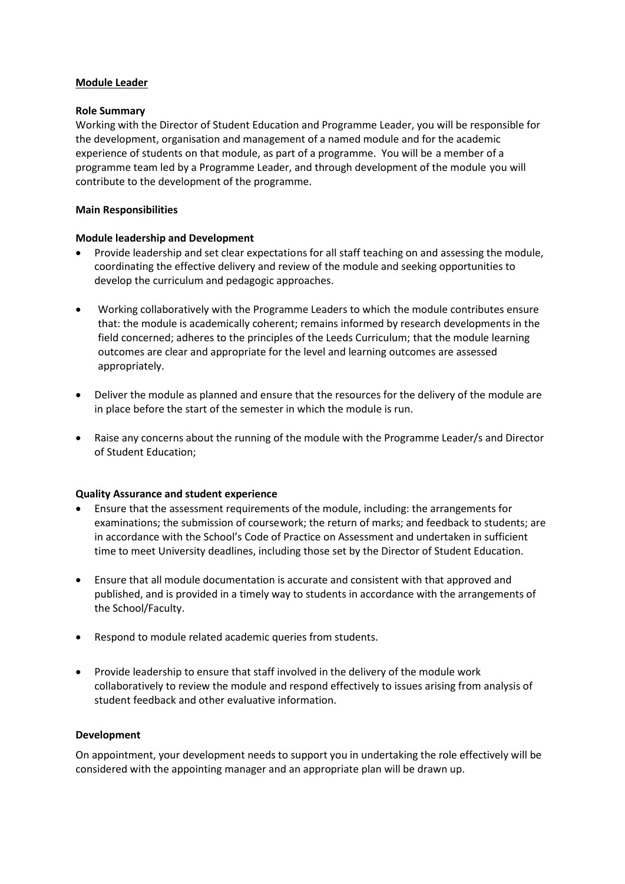**<u>Module Leader</u>**

**Role Summary**

Working with the Director of Student Education and Programme Leader, you will be responsible for the development, organisation and management of a named module and for the academic experience of students on that module, as part of a programme. You will be a member of a programme team led by a Programme Leader, and through development of the module you will contribute to the development of the programme.

**Main Responsibilities**

**Module leadership and Development**

- Provide leadership and set clear expectations for all staff teaching on and assessing the module, coordinating the effective delivery and review of the module and seeking opportunities to develop the curriculum and pedagogic approaches.
- Working collaboratively with the Programme Leaders to which the module contributes ensure that: the module is academically coherent; remains informed by research developments in the field concerned; adheres to the principles of the Leeds Curriculum; that the module learning outcomes are clear and appropriate for the level and learning outcomes are assessed appropriately.
- Deliver the module as planned and ensure that the resources for the delivery of the module are in place before the start of the semester in which the module is run.
- Raise any concerns about the running of the module with the Programme Leader/s and Director of Student Education;

**Quality Assurance and student experience**

- Ensure that the assessment requirements of the module, including: the arrangements for examinations; the submission of coursework; the return of marks; and feedback to students; are in accordance with the School's Code of Practice on Assessment and undertaken in sufficient time to meet University deadlines, including those set by the Director of Student Education.
- Ensure that all module documentation is accurate and consistent with that approved and published, and is provided in a timely way to students in accordance with the arrangements of the School/Faculty.
- Respond to module related academic queries from students.
- Provide leadership to ensure that staff involved in the delivery of the module work collaboratively to review the module and respond effectively to issues arising from analysis of student feedback and other evaluative information.

**Development**

On appointment, your development needs to support you in undertaking the role effectively will be considered with the appointing manager and an appropriate plan will be drawn up.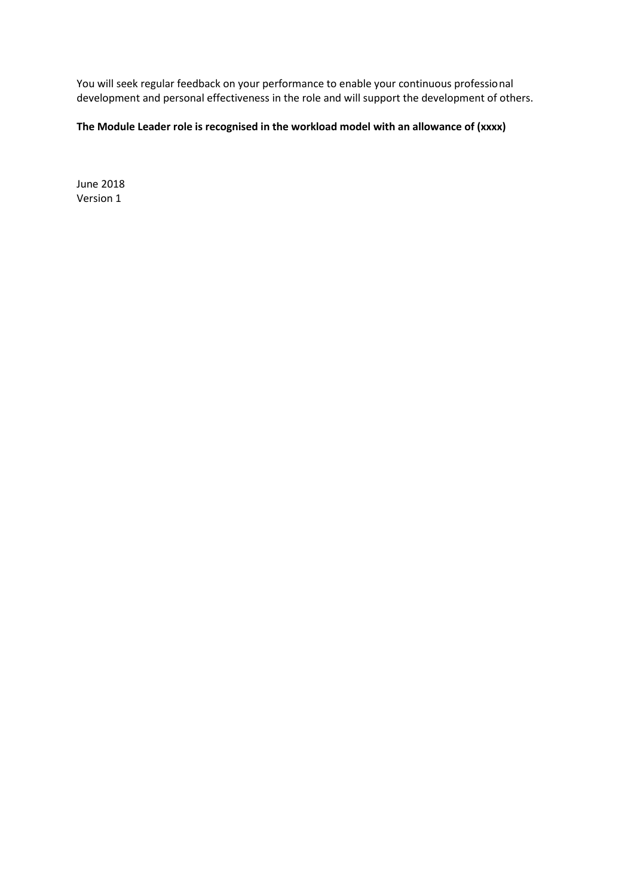You will seek regular feedback on your performance to enable your continuous professional development and personal effectiveness in the role and will support the development of others.

**The Module Leader role is recognised in the workload model with an allowance of (xxxx)**

June 2018
Version 1